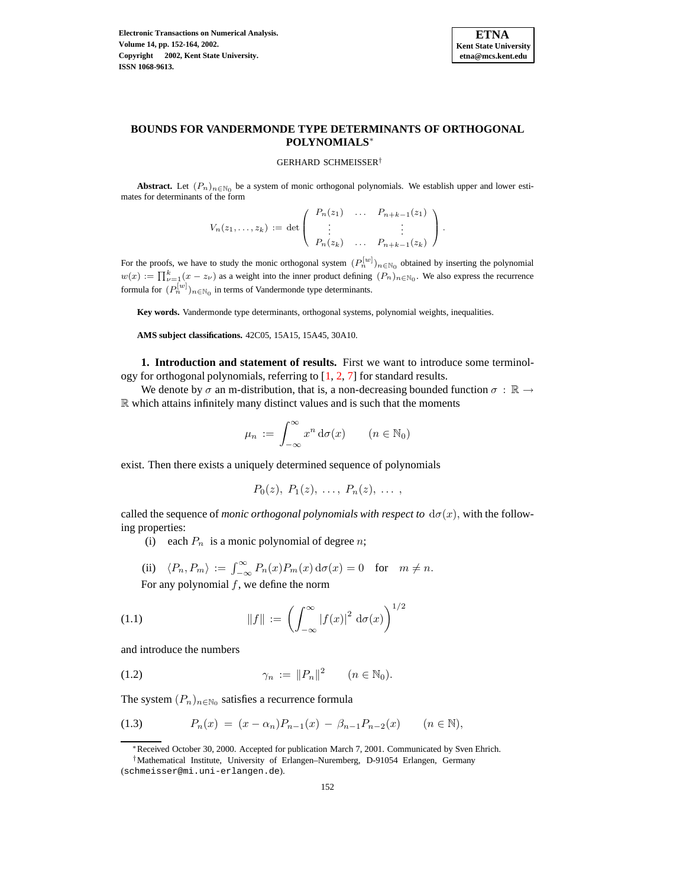# BOUNDS FOR VANDERMONDE TYPE DETERMINANTS OF ORTHOGONAL POLYNOMIALS*

GERHARD SCHMEISSER†

**Abstract.** Let $(P_n)_{n\in\mathbb{N}_0}$ be a system of monic orthogonal polynomials. We establish upper and lower estimates for determinants of the form

$$V_n(z_1,\ldots,z_k) := \det\begin{pmatrix} P_n(z_1) & \ldots & P_{n+k-1}(z_1) \\ \vdots & & \vdots \\ P_n(z_k) & \ldots & P_{n+k-1}(z_k) \end{pmatrix}.$$

For the proofs, we have to study the monic orthogonal system $(P_n^{[w]})_{n\in\mathbb{N}_0}$ obtained by inserting the polynomial $w(x) := \prod_{\nu=1}^{k}(x-z_\nu)$ as a weight into the inner product defining $(P_n)_{n\in\mathbb{N}_0}$. We also express the recurrence formula for $(P_n^{[w]})_{n\in\mathbb{N}_0}$ in terms of Vandermonde type determinants.

**Key words.** Vandermonde type determinants, orthogonal systems, polynomial weights, inequalities.

**AMS subject classifications.** 42C05, 15A15, 15A45, 30A10.

**1. Introduction and statement of results.** First we want to introduce some terminology for orthogonal polynomials, referring to [1, 2, 7] for standard results.

We denote by $\sigma$ an m-distribution, that is, a non-decreasing bounded function $\sigma : \mathbb{R} \to \mathbb{R}$ which attains infinitely many distinct values and is such that the moments

$$\mu_n := \int_{-\infty}^{\infty} x^n \, \mathrm{d}\sigma(x) \qquad (n \in \mathbb{N}_0)$$

exist. Then there exists a uniquely determined sequence of polynomials

$$P_0(z),\ P_1(z),\ \ldots,\ P_n(z),\ \ldots\ ,$$

called the sequence of *monic orthogonal polynomials with respect to* $\mathrm{d}\sigma(x)$, with the following properties:

(i) each $P_n$ is a monic polynomial of degree $n$;

(ii) $\langle P_n, P_m\rangle := \int_{-\infty}^{\infty} P_n(x)P_m(x)\,\mathrm{d}\sigma(x) = 0$ for $m \neq n$.

For any polynomial $f$, we define the norm

$$\|f\| := \left(\int_{-\infty}^{\infty} |f(x)|^2 \, \mathrm{d}\sigma(x)\right)^{1/2} \tag{1.1}$$

and introduce the numbers

$$\gamma_n := \|P_n\|^2 \qquad (n \in \mathbb{N}_0). \tag{1.2}$$

The system $(P_n)_{n\in\mathbb{N}_0}$ satisfies a recurrence formula

$$P_n(x) = (x-\alpha_n)P_{n-1}(x) - \beta_{n-1}P_{n-2}(x) \qquad (n \in \mathbb{N}), \tag{1.3}$$

*Received October 30, 2000. Accepted for publication March 7, 2001. Communicated by Sven Ehrich.

†Mathematical Institute, University of Erlangen–Nuremberg, D-91054 Erlangen, Germany (schmeisser@mi.uni-erlangen.de).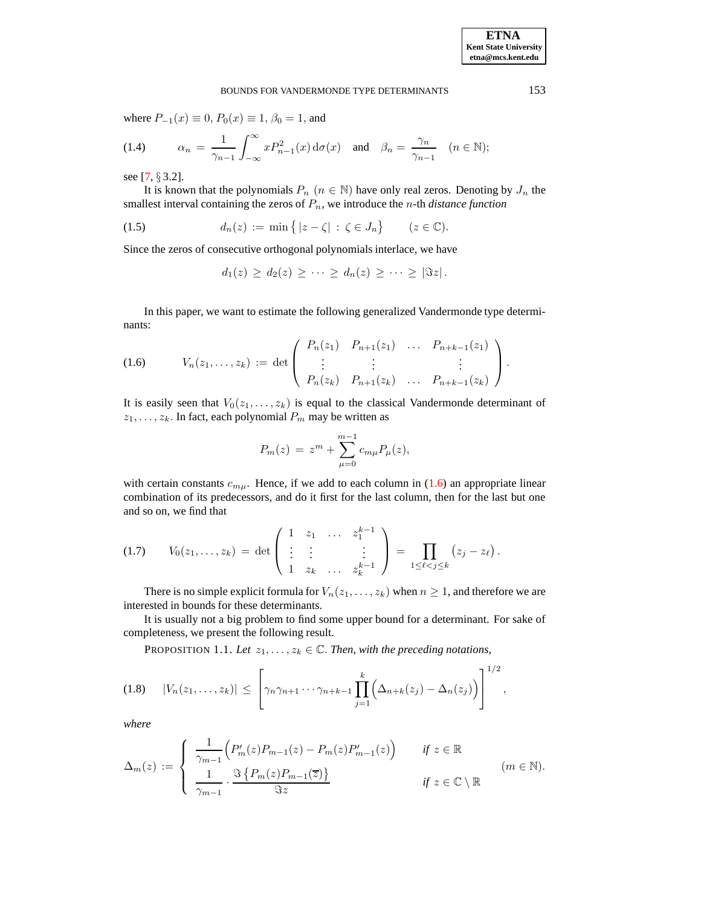where $P_{-1}(x) \equiv 0$, $P_0(x) \equiv 1$, $\beta_0 = 1$, and

$$
\alpha_n \,=\, \frac{1}{\gamma_{n-1}} \int_{-\infty}^{\infty} x P_{n-1}^2(x) \, \mathrm{d}\sigma(x) \quad \text{and} \quad \beta_n \,=\, \frac{\gamma_n}{\gamma_{n-1}} \quad (n \in \mathbb{N}); \tag{1.4}
$$

see [7, § 3.2].

It is known that the polynomials $P_n$ ($n \in \mathbb{N}$) have only real zeros. Denoting by $J_n$ the smallest interval containing the zeros of $P_n$, we introduce the $n$-th *distance function*

$$
d_n(z) \,:=\, \min\left\{ |z - \zeta| \,:\, \zeta \in J_n \right\} \qquad (z \in \mathbb{C}). \tag{1.5}
$$

Since the zeros of consecutive orthogonal polynomials interlace, we have

$$
d_1(z) \,\geq\, d_2(z) \,\geq\, \cdots \,\geq\, d_n(z) \,\geq\, \cdots \,\geq\, |\Im z| \,.
$$

In this paper, we want to estimate the following generalized Vandermonde type determinants:

$$
V_n(z_1, \ldots, z_k) \,:=\, \det \begin{pmatrix} P_n(z_1) & P_{n+1}(z_1) & \ldots & P_{n+k-1}(z_1) \\ \vdots & \vdots & & \vdots \\ P_n(z_k) & P_{n+1}(z_k) & \ldots & P_{n+k-1}(z_k) \end{pmatrix}. \tag{1.6}
$$

It is easily seen that $V_0(z_1, \ldots, z_k)$ is equal to the classical Vandermonde determinant of $z_1, \ldots, z_k$. In fact, each polynomial $P_m$ may be written as

$$
P_m(z) \,=\, z^m + \sum_{\mu=0}^{m-1} c_{m\mu} P_\mu(z),
$$

with certain constants $c_{m\mu}$. Hence, if we add to each column in (1.6) an appropriate linear combination of its predecessors, and do it first for the last column, then for the last but one and so on, we find that

$$
V_0(z_1, \ldots, z_k) \,=\, \det \begin{pmatrix} 1 & z_1 & \ldots & z_1^{k-1} \\ \vdots & \vdots & & \vdots \\ 1 & z_k & \ldots & z_k^{k-1} \end{pmatrix} \,=\, \prod_{1 \leq \ell < j \leq k} \bigl(z_j - z_\ell\bigr). \tag{1.7}
$$

There is no simple explicit formula for $V_n(z_1, \ldots, z_k)$ when $n \geq 1$, and therefore we are interested in bounds for these determinants.

It is usually not a big problem to find some upper bound for a determinant. For sake of completeness, we present the following result.

PROPOSITION 1.1. *Let* $z_1, \ldots, z_k \in \mathbb{C}$. *Then, with the preceding notations,*

$$
|V_n(z_1, \ldots, z_k)| \,\leq\, \left[ \gamma_n \gamma_{n+1} \cdots \gamma_{n+k-1} \prod_{j=1}^{k} \Bigl( \Delta_{n+k}(z_j) - \Delta_n(z_j) \Bigr) \right]^{1/2}, \tag{1.8}
$$

*where*

$$
\Delta_m(z) \,:=\, \begin{cases} \dfrac{1}{\gamma_{m-1}} \Bigl( P_m'(z) P_{m-1}(z) - P_m(z) P_{m-1}'(z) \Bigr) & \text{if } z \in \mathbb{R} \\[2ex] \dfrac{1}{\gamma_{m-1}} \cdot \dfrac{\Im\left\{ P_m(z) P_{m-1}(\overline{z}) \right\}}{\Im z} & \text{if } z \in \mathbb{C} \setminus \mathbb{R} \end{cases} \qquad (m \in \mathbb{N}).
$$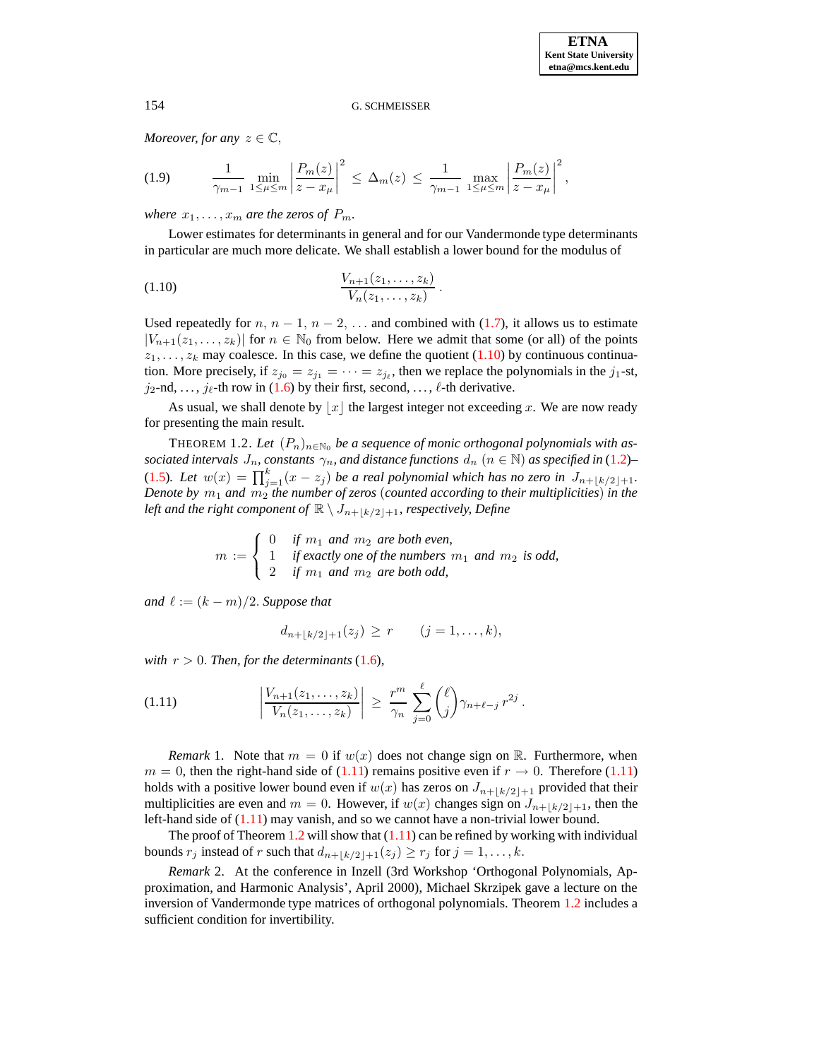*Moreover, for any* $z \in \mathbb{C}$,

$$\frac{1}{\gamma_{m-1}} \min_{1\le\mu\le m} \left|\frac{P_m(z)}{z-x_\mu}\right|^2 \le \Delta_m(z) \le \frac{1}{\gamma_{m-1}} \max_{1\le\mu\le m} \left|\frac{P_m(z)}{z-x_\mu}\right|^2, \tag{1.9}$$

*where* $x_1, \ldots, x_m$ *are the zeros of* $P_m$.

Lower estimates for determinants in general and for our Vandermonde type determinants in particular are much more delicate. We shall establish a lower bound for the modulus of

$$\frac{V_{n+1}(z_1,\ldots,z_k)}{V_n(z_1,\ldots,z_k)}. \tag{1.10}$$

Used repeatedly for $n$, $n-1$, $n-2$, $\ldots$ and combined with (1.7), it allows us to estimate $|V_{n+1}(z_1,\ldots,z_k)|$ for $n \in \mathbb{N}_0$ from below. Here we admit that some (or all) of the points $z_1, \ldots, z_k$ may coalesce. In this case, we define the quotient (1.10) by continuous continuation. More precisely, if $z_{j_0} = z_{j_1} = \cdots = z_{j_\ell}$, then we replace the polynomials in the $j_1$-st, $j_2$-nd, $\ldots$, $j_\ell$-th row in (1.6) by their first, second, $\ldots$, $\ell$-th derivative.

As usual, we shall denote by $\lfloor x \rfloor$ the largest integer not exceeding $x$. We are now ready for presenting the main result.

THEOREM 1.2. *Let* $(P_n)_{n\in\mathbb{N}_0}$ *be a sequence of monic orthogonal polynomials with associated intervals* $J_n$, *constants* $\gamma_n$, *and distance functions* $d_n$ $(n \in \mathbb{N})$ *as specified in* (1.2)–(1.5). *Let* $w(x) = \prod_{j=1}^{k}(x - z_j)$ *be a real polynomial which has no zero in* $J_{n+\lfloor k/2\rfloor+1}$. *Denote by* $m_1$ *and* $m_2$ *the number of zeros* (*counted according to their multiplicities*) *in the left and the right component of* $\mathbb{R} \setminus J_{n+\lfloor k/2\rfloor+1}$, *respectively, Define*

$$m := \begin{cases} 0 & \text{if } m_1 \text{ and } m_2 \text{ are both even,} \\ 1 & \text{if exactly one of the numbers } m_1 \text{ and } m_2 \text{ is odd,} \\ 2 & \text{if } m_1 \text{ and } m_2 \text{ are both odd,} \end{cases}$$

*and* $\ell := (k-m)/2$. *Suppose that*

$$d_{n+\lfloor k/2\rfloor+1}(z_j) \ge r \qquad (j = 1,\ldots,k),$$

*with* $r > 0$. *Then, for the determinants* (1.6),

$$\left|\frac{V_{n+1}(z_1,\ldots,z_k)}{V_n(z_1,\ldots,z_k)}\right| \ge \frac{r^m}{\gamma_n} \sum_{j=0}^{\ell} \binom{\ell}{j} \gamma_{n+\ell-j}\, r^{2j}. \tag{1.11}$$

*Remark* 1. Note that $m = 0$ if $w(x)$ does not change sign on $\mathbb{R}$. Furthermore, when $m = 0$, then the right-hand side of (1.11) remains positive even if $r \to 0$. Therefore (1.11) holds with a positive lower bound even if $w(x)$ has zeros on $J_{n+\lfloor k/2\rfloor+1}$ provided that their multiplicities are even and $m = 0$. However, if $w(x)$ changes sign on $J_{n+\lfloor k/2\rfloor+1}$, then the left-hand side of (1.11) may vanish, and so we cannot have a non-trivial lower bound.

The proof of Theorem 1.2 will show that (1.11) can be refined by working with individual bounds $r_j$ instead of $r$ such that $d_{n+\lfloor k/2\rfloor+1}(z_j) \ge r_j$ for $j = 1,\ldots,k$.

*Remark* 2. At the conference in Inzell (3rd Workshop 'Orthogonal Polynomials, Approximation, and Harmonic Analysis', April 2000), Michael Skrzipek gave a lecture on the inversion of Vandermonde type matrices of orthogonal polynomials. Theorem 1.2 includes a sufficient condition for invertibility.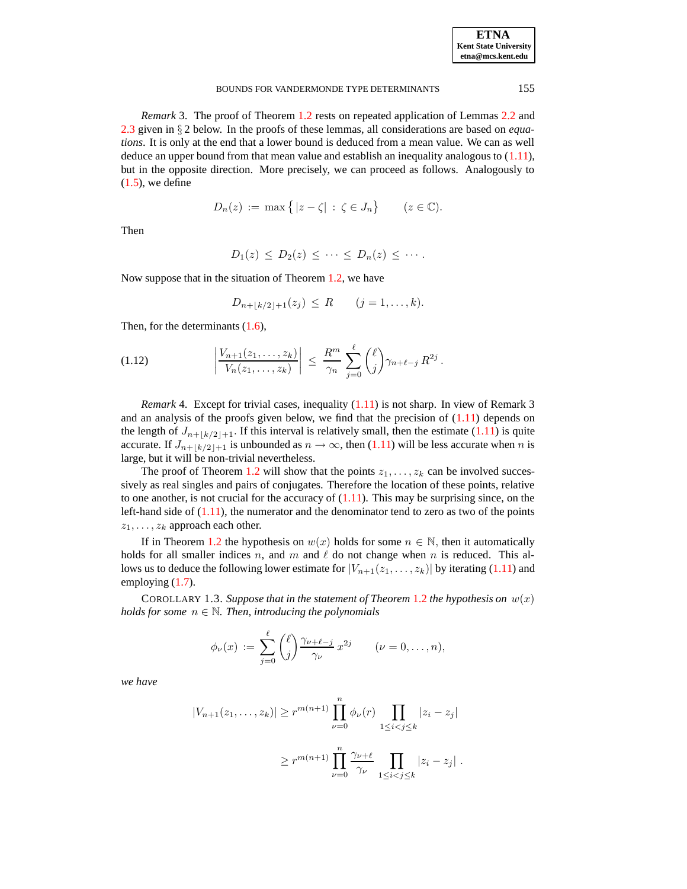*Remark* 3. The proof of Theorem 1.2 rests on repeated application of Lemmas 2.2 and 2.3 given in § 2 below. In the proofs of these lemmas, all considerations are based on *equations*. It is only at the end that a lower bound is deduced from a mean value. We can as well deduce an upper bound from that mean value and establish an inequality analogous to (1.11), but in the opposite direction. More precisely, we can proceed as follows. Analogously to (1.5), we define

$$D_n(z) := \max\left\{ |z - \zeta| \,:\, \zeta \in J_n \right\} \qquad (z \in \mathbb{C}).$$

Then

$$D_1(z) \le D_2(z) \le \cdots \le D_n(z) \le \cdots.$$

Now suppose that in the situation of Theorem 1.2, we have

$$D_{n+\lfloor k/2 \rfloor+1}(z_j) \le R \qquad (j = 1, \ldots, k).$$

Then, for the determinants (1.6),

$$\left| \frac{V_{n+1}(z_1, \ldots, z_k)}{V_n(z_1, \ldots, z_k)} \right| \le \frac{R^m}{\gamma_n} \sum_{j=0}^{\ell} \binom{\ell}{j} \gamma_{n+\ell-j} \, R^{2j}. \tag{1.12}$$

*Remark* 4. Except for trivial cases, inequality (1.11) is not sharp. In view of Remark 3 and an analysis of the proofs given below, we find that the precision of (1.11) depends on the length of $J_{n+\lfloor k/2 \rfloor+1}$. If this interval is relatively small, then the estimate (1.11) is quite accurate. If $J_{n+\lfloor k/2 \rfloor+1}$ is unbounded as $n \to \infty$, then (1.11) will be less accurate when $n$ is large, but it will be non-trivial nevertheless.

The proof of Theorem 1.2 will show that the points $z_1, \ldots, z_k$ can be involved successively as real singles and pairs of conjugates. Therefore the location of these points, relative to one another, is not crucial for the accuracy of (1.11). This may be surprising since, on the left-hand side of (1.11), the numerator and the denominator tend to zero as two of the points $z_1, \ldots, z_k$ approach each other.

If in Theorem 1.2 the hypothesis on $w(x)$ holds for some $n \in \mathbb{N}$, then it automatically holds for all smaller indices $n$, and $m$ and $\ell$ do not change when $n$ is reduced. This allows us to deduce the following lower estimate for $|V_{n+1}(z_1, \ldots, z_k)|$ by iterating (1.11) and employing (1.7).

COROLLARY 1.3. *Suppose that in the statement of Theorem 1.2 the hypothesis on $w(x)$ holds for some $n \in \mathbb{N}$. Then, introducing the polynomials*

$$\phi_\nu(x) := \sum_{j=0}^{\ell} \binom{\ell}{j} \frac{\gamma_{\nu+\ell-j}}{\gamma_\nu} \, x^{2j} \qquad (\nu = 0, \ldots, n),$$

*we have*

$$\begin{aligned}
|V_{n+1}(z_1, \ldots, z_k)| &\ge r^{m(n+1)} \prod_{\nu=0}^{n} \phi_\nu(r) \prod_{1 \le i < j \le k} |z_i - z_j| \\
&\ge r^{m(n+1)} \prod_{\nu=0}^{n} \frac{\gamma_{\nu+\ell}}{\gamma_\nu} \prod_{1 \le i < j \le k} |z_i - z_j| \,.
\end{aligned}$$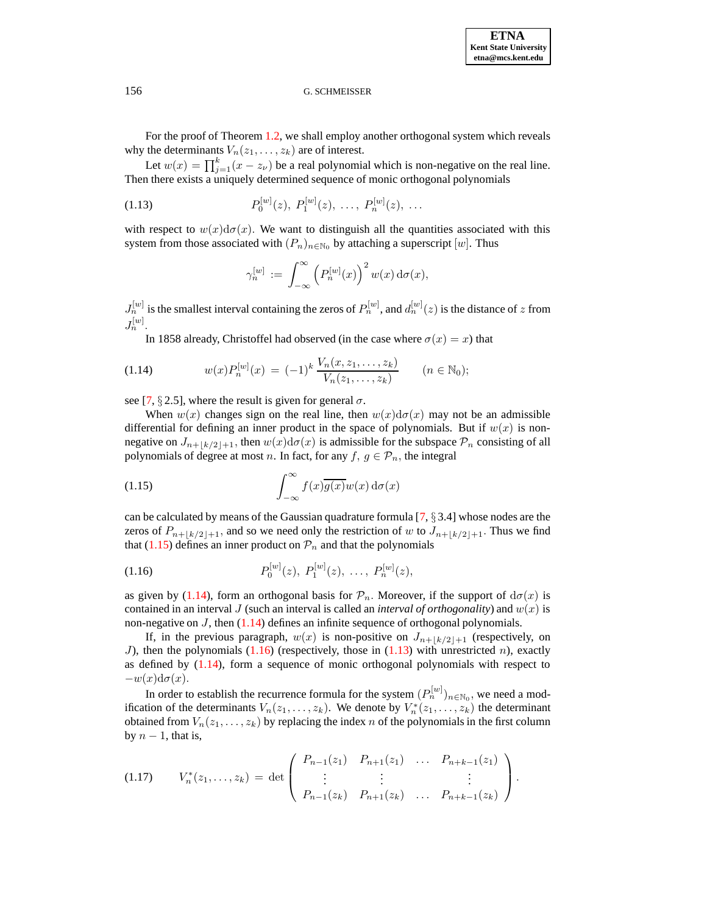For the proof of Theorem 1.2, we shall employ another orthogonal system which reveals why the determinants $V_n(z_1, \ldots, z_k)$ are of interest.

Let $w(x) = \prod_{j=1}^{k}(x - z_\nu)$ be a real polynomial which is non-negative on the real line. Then there exists a uniquely determined sequence of monic orthogonal polynomials

$$P_0^{[w]}(z),\ P_1^{[w]}(z),\ \ldots,\ P_n^{[w]}(z),\ \ldots \tag{1.13}$$

with respect to $w(x)\mathrm{d}\sigma(x)$. We want to distinguish all the quantities associated with this system from those associated with $(P_n)_{n\in\mathbb{N}_0}$ by attaching a superscript $[w]$. Thus

$$\gamma_n^{[w]} := \int_{-\infty}^{\infty} \left(P_n^{[w]}(x)\right)^2 w(x)\,\mathrm{d}\sigma(x),$$

$J_n^{[w]}$ is the smallest interval containing the zeros of $P_n^{[w]}$, and $d_n^{[w]}(z)$ is the distance of $z$ from $J_n^{[w]}$.

In 1858 already, Christoffel had observed (in the case where $\sigma(x) = x$) that

$$w(x)P_n^{[w]}(x) = (-1)^k \frac{V_n(x, z_1, \ldots, z_k)}{V_n(z_1, \ldots, z_k)} \qquad (n \in \mathbb{N}_0); \tag{1.14}$$

see [7, § 2.5], where the result is given for general $\sigma$.

When $w(x)$ changes sign on the real line, then $w(x)\mathrm{d}\sigma(x)$ may not be an admissible differential for defining an inner product in the space of polynomials. But if $w(x)$ is non-negative on $J_{n+\lfloor k/2\rfloor+1}$, then $w(x)\mathrm{d}\sigma(x)$ is admissible for the subspace $\mathcal{P}_n$ consisting of all polynomials of degree at most $n$. In fact, for any $f,\, g \in \mathcal{P}_n$, the integral

$$\int_{-\infty}^{\infty} f(x)\overline{g(x)}w(x)\,\mathrm{d}\sigma(x) \tag{1.15}$$

can be calculated by means of the Gaussian quadrature formula [7, § 3.4] whose nodes are the zeros of $P_{n+\lfloor k/2\rfloor+1}$, and so we need only the restriction of $w$ to $J_{n+\lfloor k/2\rfloor+1}$. Thus we find that (1.15) defines an inner product on $\mathcal{P}_n$ and that the polynomials

$$P_0^{[w]}(z),\ P_1^{[w]}(z),\ \ldots,\ P_n^{[w]}(z), \tag{1.16}$$

as given by (1.14), form an orthogonal basis for $\mathcal{P}_n$. Moreover, if the support of $\mathrm{d}\sigma(x)$ is contained in an interval $J$ (such an interval is called an *interval of orthogonality*) and $w(x)$ is non-negative on $J$, then (1.14) defines an infinite sequence of orthogonal polynomials.

If, in the previous paragraph, $w(x)$ is non-positive on $J_{n+\lfloor k/2\rfloor+1}$ (respectively, on $J$), then the polynomials (1.16) (respectively, those in (1.13) with unrestricted $n$), exactly as defined by (1.14), form a sequence of monic orthogonal polynomials with respect to $-w(x)\mathrm{d}\sigma(x)$.

In order to establish the recurrence formula for the system $(P_n^{[w]})_{n\in\mathbb{N}_0}$, we need a modification of the determinants $V_n(z_1, \ldots, z_k)$. We denote by $V_n^*(z_1, \ldots, z_k)$ the determinant obtained from $V_n(z_1, \ldots, z_k)$ by replacing the index $n$ of the polynomials in the first column by $n-1$, that is,

$$V_n^*(z_1, \ldots, z_k) = \det\begin{pmatrix} P_{n-1}(z_1) & P_{n+1}(z_1) & \ldots & P_{n+k-1}(z_1) \\ \vdots & \vdots & & \vdots \\ P_{n-1}(z_k) & P_{n+1}(z_k) & \ldots & P_{n+k-1}(z_k) \end{pmatrix}. \tag{1.17}$$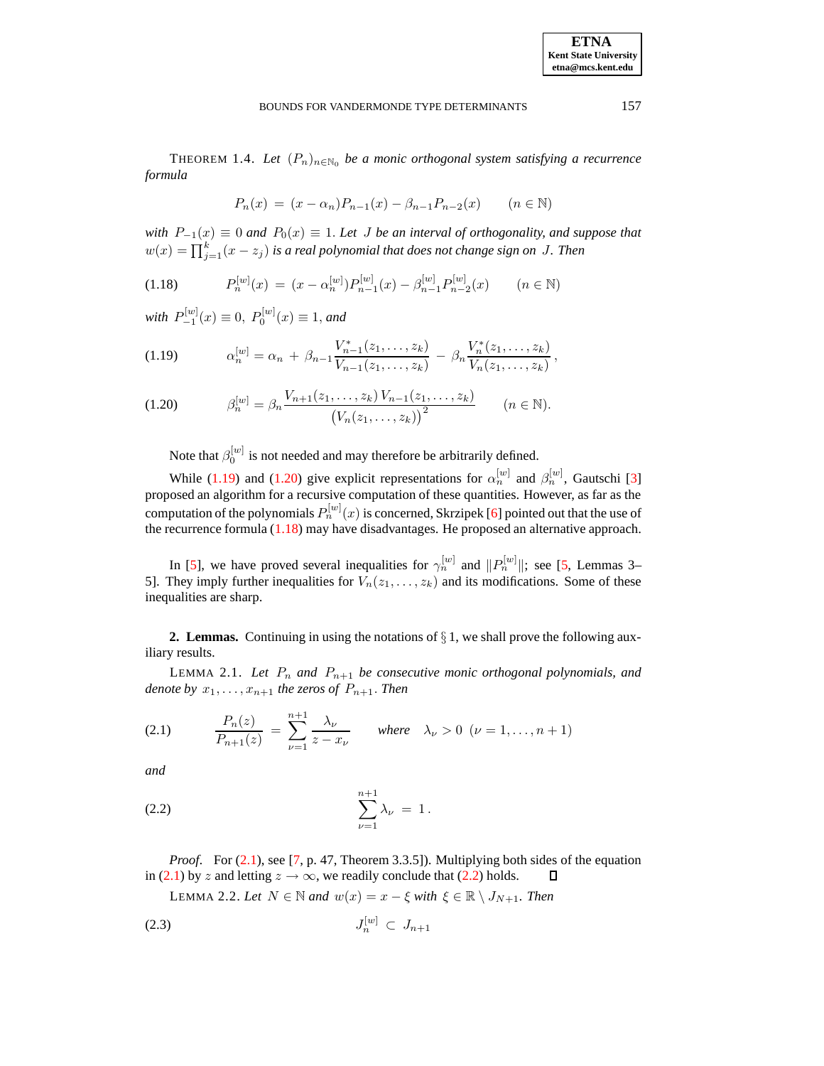THEOREM 1.4. *Let $(P_n)_{n\in\mathbb{N}_0}$ be a monic orthogonal system satisfying a recurrence formula*

$$P_n(x) \,=\, (x-\alpha_n)P_{n-1}(x) - \beta_{n-1}P_{n-2}(x) \qquad (n \in \mathbb{N})$$

*with $P_{-1}(x) \equiv 0$ and $P_0(x) \equiv 1$. Let $J$ be an interval of orthogonality, and suppose that $w(x) = \prod_{j=1}^{k}(x - z_j)$ is a real polynomial that does not change sign on $J$. Then*

$$P_n^{[w]}(x) \,=\, (x-\alpha_n^{[w]})P_{n-1}^{[w]}(x) - \beta_{n-1}^{[w]}P_{n-2}^{[w]}(x) \qquad (n \in \mathbb{N}) \tag{1.18}$$

*with $P_{-1}^{[w]}(x) \equiv 0,\ P_0^{[w]}(x) \equiv 1$, and*

$$\alpha_n^{[w]} = \alpha_n \,+\, \beta_{n-1}\frac{V_{n-1}^*(z_1,\ldots,z_k)}{V_{n-1}(z_1,\ldots,z_k)} \,-\, \beta_n\frac{V_n^*(z_1,\ldots,z_k)}{V_n(z_1,\ldots,z_k)}\,, \tag{1.19}$$

$$\beta_n^{[w]} = \beta_n\frac{V_{n+1}(z_1,\ldots,z_k)\,V_{n-1}(z_1,\ldots,z_k)}{\big(V_n(z_1,\ldots,z_k)\big)^2} \qquad (n \in \mathbb{N}). \tag{1.20}$$

Note that $\beta_0^{[w]}$ is not needed and may therefore be arbitrarily defined.

While (1.19) and (1.20) give explicit representations for $\alpha_n^{[w]}$ and $\beta_n^{[w]}$, Gautschi [3] proposed an algorithm for a recursive computation of these quantities. However, as far as the computation of the polynomials $P_n^{[w]}(x)$ is concerned, Skrzipek [6] pointed out that the use of the recurrence formula (1.18) may have disadvantages. He proposed an alternative approach.

In [5], we have proved several inequalities for $\gamma_n^{[w]}$ and $\|P_n^{[w]}\|$; see [5, Lemmas 3–5]. They imply further inequalities for $V_n(z_1,\ldots,z_k)$ and its modifications. Some of these inequalities are sharp.

## 2. Lemmas.

Continuing in using the notations of § 1, we shall prove the following auxiliary results.

LEMMA 2.1. *Let $P_n$ and $P_{n+1}$ be consecutive monic orthogonal polynomials, and denote by $x_1,\ldots,x_{n+1}$ the zeros of $P_{n+1}$. Then*

$$\frac{P_n(z)}{P_{n+1}(z)} \,=\, \sum_{\nu=1}^{n+1}\frac{\lambda_\nu}{z-x_\nu} \qquad \text{where} \quad \lambda_\nu > 0 \ \ (\nu = 1,\ldots,n+1) \tag{2.1}$$

*and*

$$\sum_{\nu=1}^{n+1}\lambda_\nu \,=\, 1\,. \tag{2.2}$$

*Proof.* For (2.1), see [7, p. 47, Theorem 3.3.5]). Multiplying both sides of the equation in (2.1) by $z$ and letting $z \to \infty$, we readily conclude that (2.2) holds. ∎

LEMMA 2.2. *Let $N \in \mathbb{N}$ and $w(x) = x - \xi$ with $\xi \in \mathbb{R}\setminus J_{N+1}$. Then*

$$J_n^{[w]} \,\subset\, J_{n+1} \tag{2.3}$$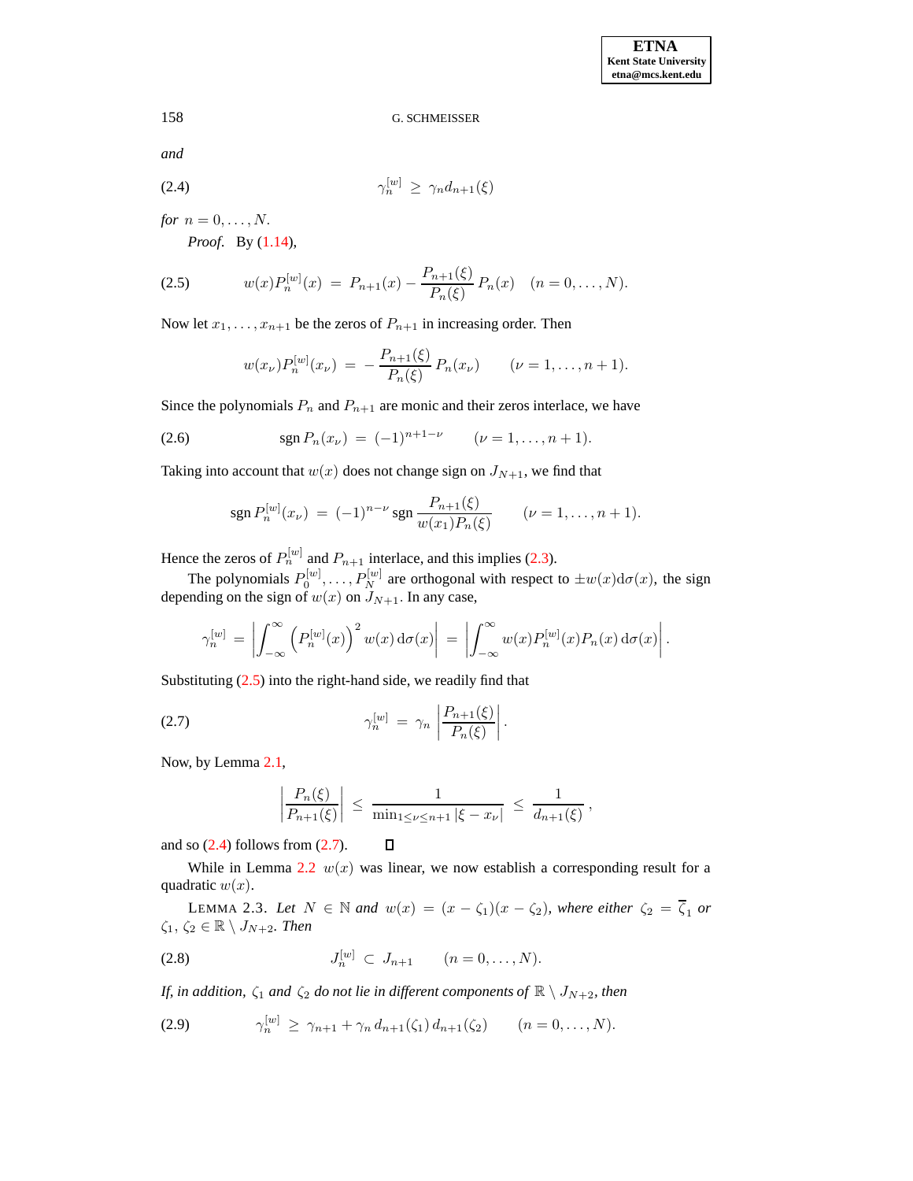*and*

$$\gamma_n^{[w]} \;\geq\; \gamma_n d_{n+1}(\xi) \tag{2.4}$$

*for* $n = 0, \ldots, N$.

*Proof.* By (1.14),

$$w(x)P_n^{[w]}(x) \;=\; P_{n+1}(x) - \frac{P_{n+1}(\xi)}{P_n(\xi)}\, P_n(x) \quad (n = 0, \ldots, N). \tag{2.5}$$

Now let $x_1, \ldots, x_{n+1}$ be the zeros of $P_{n+1}$ in increasing order. Then

$$w(x_\nu)P_n^{[w]}(x_\nu) \;=\; -\,\frac{P_{n+1}(\xi)}{P_n(\xi)}\, P_n(x_\nu) \qquad (\nu = 1, \ldots, n+1).$$

Since the polynomials $P_n$ and $P_{n+1}$ are monic and their zeros interlace, we have

$$\operatorname{sgn} P_n(x_\nu) \;=\; (-1)^{n+1-\nu} \qquad (\nu = 1, \ldots, n+1). \tag{2.6}$$

Taking into account that $w(x)$ does not change sign on $J_{N+1}$, we find that

$$\operatorname{sgn} P_n^{[w]}(x_\nu) \;=\; (-1)^{n-\nu} \operatorname{sgn} \frac{P_{n+1}(\xi)}{w(x_1)P_n(\xi)} \qquad (\nu = 1, \ldots, n+1).$$

Hence the zeros of $P_n^{[w]}$ and $P_{n+1}$ interlace, and this implies (2.3).

The polynomials $P_0^{[w]}, \ldots, P_N^{[w]}$ are orthogonal with respect to $\pm w(x)\mathrm{d}\sigma(x)$, the sign depending on the sign of $w(x)$ on $J_{N+1}$. In any case,

$$\gamma_n^{[w]} \;=\; \left| \int_{-\infty}^{\infty} \left(P_n^{[w]}(x)\right)^2 w(x)\,\mathrm{d}\sigma(x) \right| \;=\; \left| \int_{-\infty}^{\infty} w(x)P_n^{[w]}(x)P_n(x)\,\mathrm{d}\sigma(x) \right|.$$

Substituting (2.5) into the right-hand side, we readily find that

$$\gamma_n^{[w]} \;=\; \gamma_n \left| \frac{P_{n+1}(\xi)}{P_n(\xi)} \right|. \tag{2.7}$$

Now, by Lemma 2.1,

$$\left| \frac{P_n(\xi)}{P_{n+1}(\xi)} \right| \;\leq\; \frac{1}{\min_{1 \leq \nu \leq n+1} |\xi - x_\nu|} \;\leq\; \frac{1}{d_{n+1}(\xi)}\,,$$

and so (2.4) follows from (2.7). ∎

While in Lemma 2.2 $w(x)$ was linear, we now establish a corresponding result for a quadratic $w(x)$.

LEMMA 2.3. *Let* $N \in \mathbb{N}$ *and* $w(x) = (x - \zeta_1)(x - \zeta_2)$, *where either* $\zeta_2 = \overline{\zeta}_1$ *or* $\zeta_1, \zeta_2 \in \mathbb{R} \setminus J_{N+2}$. *Then*

$$J_n^{[w]} \;\subset\; J_{n+1} \qquad (n = 0, \ldots, N). \tag{2.8}$$

*If, in addition,* $\zeta_1$ *and* $\zeta_2$ *do not lie in different components of* $\mathbb{R} \setminus J_{N+2}$, *then*

$$\gamma_n^{[w]} \;\geq\; \gamma_{n+1} + \gamma_n\, d_{n+1}(\zeta_1)\, d_{n+1}(\zeta_2) \qquad (n = 0, \ldots, N). \tag{2.9}$$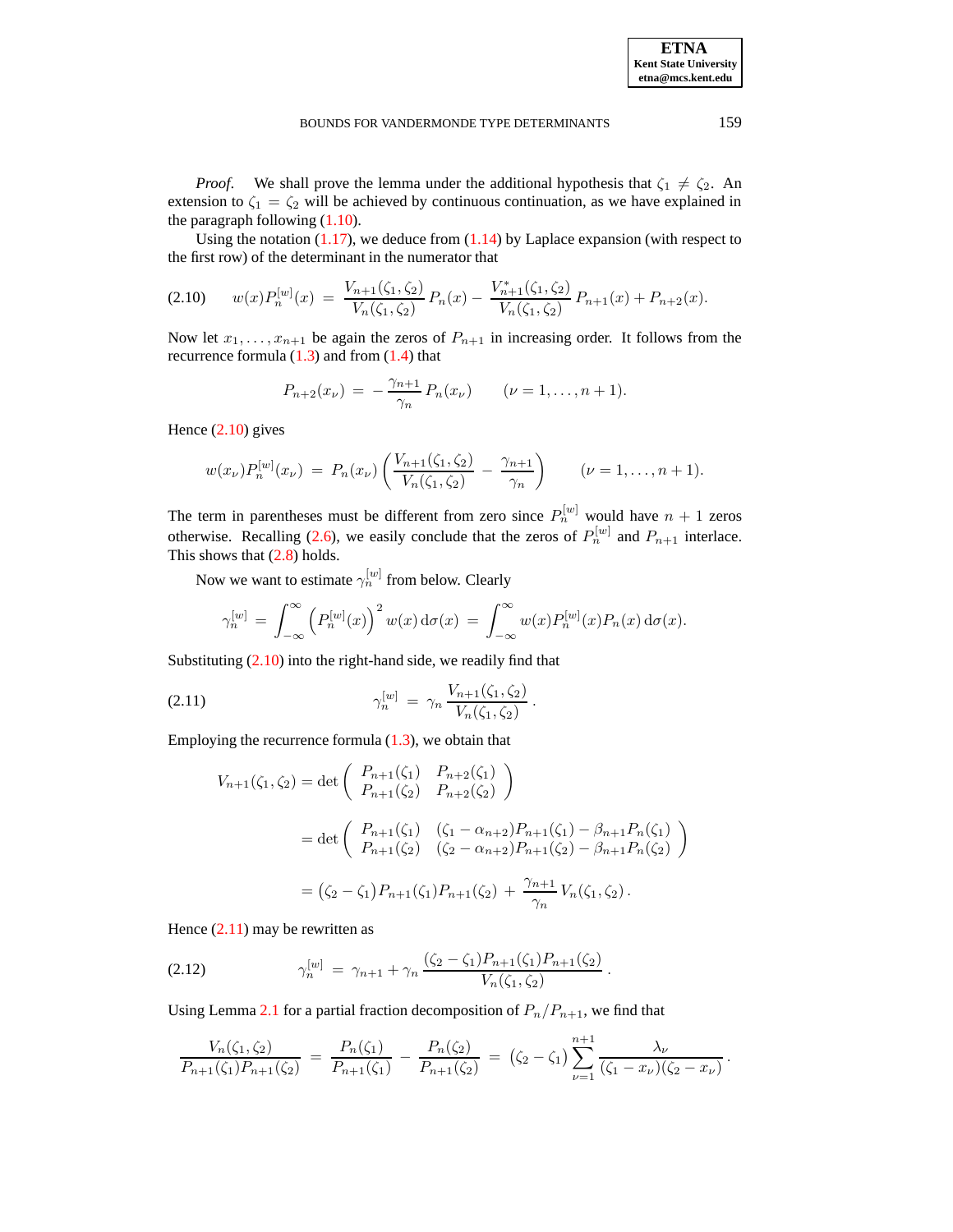*Proof.* We shall prove the lemma under the additional hypothesis that $\zeta_1 \neq \zeta_2$. An extension to $\zeta_1 = \zeta_2$ will be achieved by continuous continuation, as we have explained in the paragraph following (1.10).

Using the notation (1.17), we deduce from (1.14) by Laplace expansion (with respect to the first row) of the determinant in the numerator that

$$w(x)P_n^{[w]}(x) \;=\; \frac{V_{n+1}(\zeta_1,\zeta_2)}{V_n(\zeta_1,\zeta_2)}\,P_n(x) - \frac{V_{n+1}^*(\zeta_1,\zeta_2)}{V_n(\zeta_1,\zeta_2)}\,P_{n+1}(x) + P_{n+2}(x). \tag{2.10}$$

Now let $x_1,\ldots,x_{n+1}$ be again the zeros of $P_{n+1}$ in increasing order. It follows from the recurrence formula (1.3) and from (1.4) that

$$P_{n+2}(x_\nu) \;=\; -\frac{\gamma_{n+1}}{\gamma_n}\,P_n(x_\nu) \qquad (\nu = 1,\ldots,n+1).$$

Hence (2.10) gives

$$w(x_\nu)P_n^{[w]}(x_\nu) \;=\; P_n(x_\nu)\left(\frac{V_{n+1}(\zeta_1,\zeta_2)}{V_n(\zeta_1,\zeta_2)} - \frac{\gamma_{n+1}}{\gamma_n}\right) \qquad (\nu = 1,\ldots,n+1).$$

The term in parentheses must be different from zero since $P_n^{[w]}$ would have $n+1$ zeros otherwise. Recalling (2.6), we easily conclude that the zeros of $P_n^{[w]}$ and $P_{n+1}$ interlace. This shows that (2.8) holds.

Now we want to estimate $\gamma_n^{[w]}$ from below. Clearly

$$\gamma_n^{[w]} \;=\; \int_{-\infty}^{\infty}\left(P_n^{[w]}(x)\right)^2 w(x)\,\mathrm{d}\sigma(x) \;=\; \int_{-\infty}^{\infty} w(x)P_n^{[w]}(x)P_n(x)\,\mathrm{d}\sigma(x).$$

Substituting (2.10) into the right-hand side, we readily find that

$$\gamma_n^{[w]} \;=\; \gamma_n\,\frac{V_{n+1}(\zeta_1,\zeta_2)}{V_n(\zeta_1,\zeta_2)}\,. \tag{2.11}$$

Employing the recurrence formula (1.3), we obtain that

$$\begin{aligned}
V_{n+1}(\zeta_1,\zeta_2) &= \det\begin{pmatrix} P_{n+1}(\zeta_1) & P_{n+2}(\zeta_1) \\ P_{n+1}(\zeta_2) & P_{n+2}(\zeta_2)\end{pmatrix} \\
&= \det\begin{pmatrix} P_{n+1}(\zeta_1) & (\zeta_1-\alpha_{n+2})P_{n+1}(\zeta_1) - \beta_{n+1}P_n(\zeta_1) \\ P_{n+1}(\zeta_2) & (\zeta_2-\alpha_{n+2})P_{n+1}(\zeta_2) - \beta_{n+1}P_n(\zeta_2)\end{pmatrix} \\
&= (\zeta_2-\zeta_1)P_{n+1}(\zeta_1)P_{n+1}(\zeta_2) \,+\, \frac{\gamma_{n+1}}{\gamma_n}\,V_n(\zeta_1,\zeta_2)\,.
\end{aligned}$$

Hence (2.11) may be rewritten as

$$\gamma_n^{[w]} \;=\; \gamma_{n+1} + \gamma_n\,\frac{(\zeta_2-\zeta_1)P_{n+1}(\zeta_1)P_{n+1}(\zeta_2)}{V_n(\zeta_1,\zeta_2)}\,. \tag{2.12}$$

Using Lemma 2.1 for a partial fraction decomposition of $P_n/P_{n+1}$, we find that

$$\frac{V_n(\zeta_1,\zeta_2)}{P_{n+1}(\zeta_1)P_{n+1}(\zeta_2)} \;=\; \frac{P_n(\zeta_1)}{P_{n+1}(\zeta_1)} - \frac{P_n(\zeta_2)}{P_{n+1}(\zeta_2)} \;=\; (\zeta_2-\zeta_1)\sum_{\nu=1}^{n+1}\frac{\lambda_\nu}{(\zeta_1-x_\nu)(\zeta_2-x_\nu)}\,.$$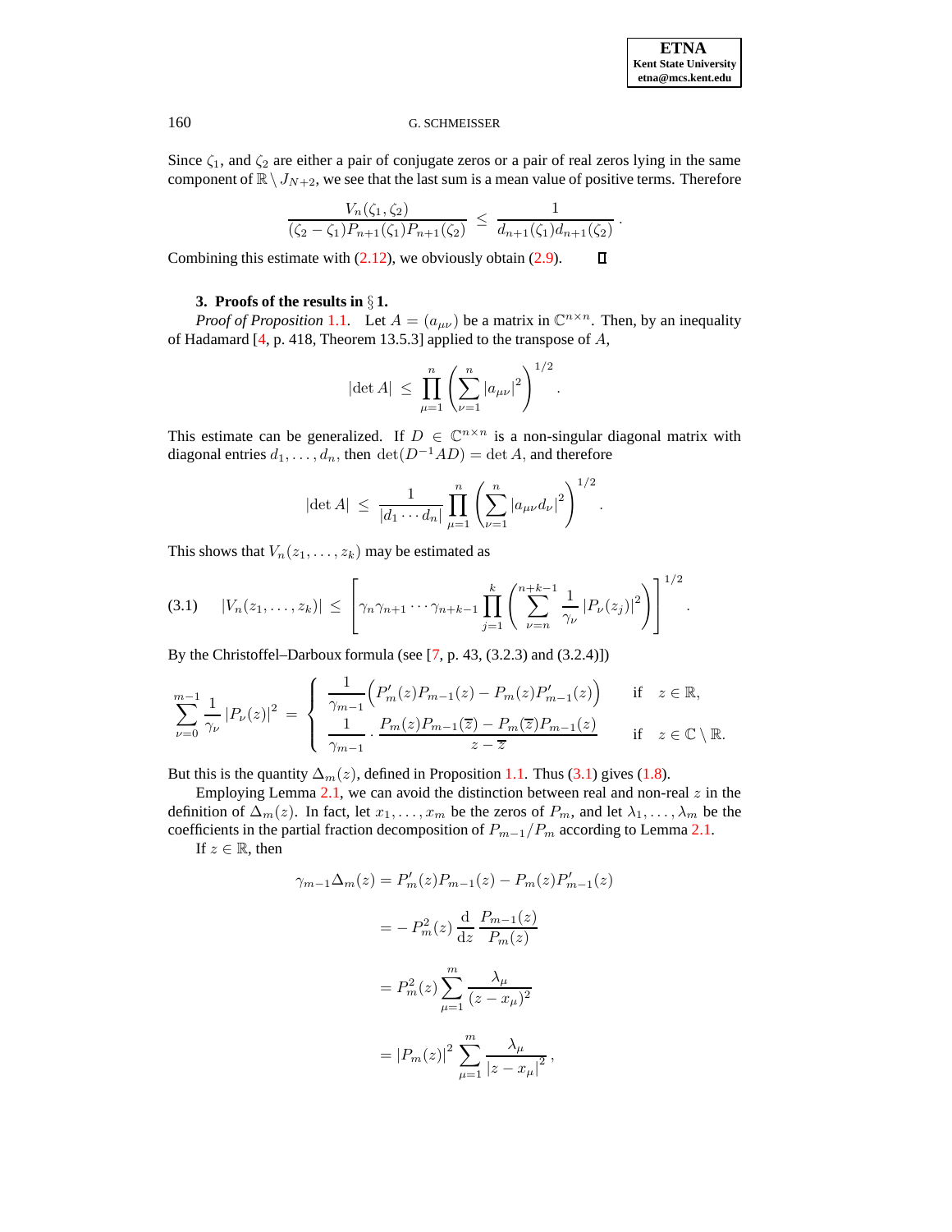Since $\zeta_1$, and $\zeta_2$ are either a pair of conjugate zeros or a pair of real zeros lying in the same component of $\mathbb{R} \setminus J_{N+2}$, we see that the last sum is a mean value of positive terms. Therefore

$$\frac{V_n(\zeta_1, \zeta_2)}{(\zeta_2 - \zeta_1)P_{n+1}(\zeta_1)P_{n+1}(\zeta_2)} \leq \frac{1}{d_{n+1}(\zeta_1)d_{n+1}(\zeta_2)}.$$

Combining this estimate with (2.12), we obviously obtain (2.9). $\square$

**3. Proofs of the results in § 1.**

*Proof of Proposition* 1.1. Let $A = (a_{\mu\nu})$ be a matrix in $\mathbb{C}^{n \times n}$. Then, by an inequality of Hadamard [4, p. 418, Theorem 13.5.3] applied to the transpose of $A$,

$$|\det A| \leq \prod_{\mu=1}^{n} \left( \sum_{\nu=1}^{n} |a_{\mu\nu}|^2 \right)^{1/2}.$$

This estimate can be generalized. If $D \in \mathbb{C}^{n \times n}$ is a non-singular diagonal matrix with diagonal entries $d_1, \ldots, d_n$, then $\det(D^{-1}AD) = \det A$, and therefore

$$|\det A| \leq \frac{1}{|d_1 \cdots d_n|} \prod_{\mu=1}^{n} \left( \sum_{\nu=1}^{n} |a_{\mu\nu} d_\nu|^2 \right)^{1/2}.$$

This shows that $V_n(z_1, \ldots, z_k)$ may be estimated as

$$|V_n(z_1, \ldots, z_k)| \leq \left[ \gamma_n \gamma_{n+1} \cdots \gamma_{n+k-1} \prod_{j=1}^{k} \left( \sum_{\nu=n}^{n+k-1} \frac{1}{\gamma_\nu} |P_\nu(z_j)|^2 \right) \right]^{1/2}. \tag{3.1}$$

By the Christoffel–Darboux formula (see [7, p. 43, (3.2.3) and (3.2.4)])

$$\sum_{\nu=0}^{m-1} \frac{1}{\gamma_\nu} |P_\nu(z)|^2 = \begin{cases} \dfrac{1}{\gamma_{m-1}} \Big( P'_m(z)P_{m-1}(z) - P_m(z)P'_{m-1}(z) \Big) & \text{if } \quad z \in \mathbb{R}, \\[2ex] \dfrac{1}{\gamma_{m-1}} \cdot \dfrac{P_m(z)P_{m-1}(\overline{z}) - P_m(\overline{z})P_{m-1}(z)}{z - \overline{z}} & \text{if } \quad z \in \mathbb{C} \setminus \mathbb{R}. \end{cases}$$

But this is the quantity $\Delta_m(z)$, defined in Proposition 1.1. Thus (3.1) gives (1.8).

Employing Lemma 2.1, we can avoid the distinction between real and non-real $z$ in the definition of $\Delta_m(z)$. In fact, let $x_1, \ldots, x_m$ be the zeros of $P_m$, and let $\lambda_1, \ldots, \lambda_m$ be the coefficients in the partial fraction decomposition of $P_{m-1}/P_m$ according to Lemma 2.1.

If $z \in \mathbb{R}$, then

$$\begin{aligned}
\gamma_{m-1}\Delta_m(z) &= P'_m(z)P_{m-1}(z) - P_m(z)P'_{m-1}(z) \\
&= -P_m^2(z) \frac{\mathrm{d}}{\mathrm{d}z} \frac{P_{m-1}(z)}{P_m(z)} \\
&= P_m^2(z) \sum_{\mu=1}^{m} \frac{\lambda_\mu}{(z - x_\mu)^2} \\
&= |P_m(z)|^2 \sum_{\mu=1}^{m} \frac{\lambda_\mu}{|z - x_\mu|^2},
\end{aligned}$$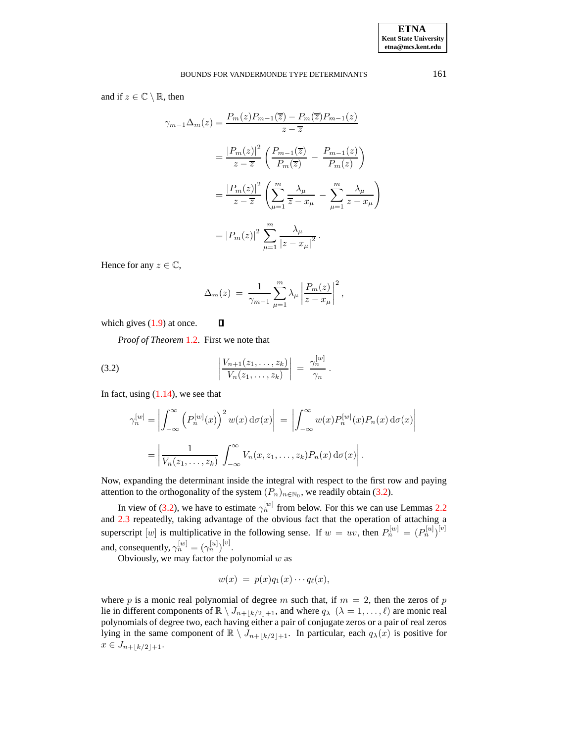and if $z \in \mathbb{C} \setminus \mathbb{R}$, then

$$\gamma_{m-1}\Delta_m(z) = \frac{P_m(z)P_{m-1}(\overline{z}) - P_m(\overline{z})P_{m-1}(z)}{z - \overline{z}}$$

$$= \frac{|P_m(z)|^2}{z-\overline{z}}\left(\frac{P_{m-1}(\overline{z})}{P_m(\overline{z})} - \frac{P_{m-1}(z)}{P_m(z)}\right)$$

$$= \frac{|P_m(z)|^2}{z-\overline{z}}\left(\sum_{\mu=1}^{m}\frac{\lambda_\mu}{\overline{z}-x_\mu} - \sum_{\mu=1}^{m}\frac{\lambda_\mu}{z-x_\mu}\right)$$

$$= |P_m(z)|^2 \sum_{\mu=1}^{m}\frac{\lambda_\mu}{|z-x_\mu|^2}.$$

Hence for any $z \in \mathbb{C}$,

$$\Delta_m(z) \;=\; \frac{1}{\gamma_{m-1}}\sum_{\mu=1}^{m}\lambda_\mu\left|\frac{P_m(z)}{z-x_\mu}\right|^2,$$

which gives (1.9) at once. ∎

*Proof of Theorem* 1.2. First we note that

$$\left|\frac{V_{n+1}(z_1,\ldots,z_k)}{V_n(z_1,\ldots,z_k)}\right| \;=\; \frac{\gamma_n^{[w]}}{\gamma_n}. \tag{3.2}$$

In fact, using (1.14), we see that

$$\gamma_n^{[w]} = \left|\int_{-\infty}^{\infty}\left(P_n^{[w]}(x)\right)^2 w(x)\,\mathrm{d}\sigma(x)\right| \;=\; \left|\int_{-\infty}^{\infty} w(x)P_n^{[w]}(x)P_n(x)\,\mathrm{d}\sigma(x)\right|$$

$$= \left|\frac{1}{V_n(z_1,\ldots,z_k)}\int_{-\infty}^{\infty}V_n(x,z_1,\ldots,z_k)P_n(x)\,\mathrm{d}\sigma(x)\right|.$$

Now, expanding the determinant inside the integral with respect to the first row and paying attention to the orthogonality of the system $(P_n)_{n\in\mathbb{N}_0}$, we readily obtain (3.2).

In view of (3.2), we have to estimate $\gamma_n^{[w]}$ from below. For this we can use Lemmas 2.2 and 2.3 repeatedly, taking advantage of the obvious fact that the operation of attaching a superscript $[w]$ is multiplicative in the following sense. If $w = uv$, then $P_n^{[w]} = (P_n^{[u]})^{[v]}$ and, consequently, $\gamma_n^{[w]} = (\gamma_n^{[u]})^{[v]}$.

Obviously, we may factor the polynomial $w$ as

$$w(x) \;=\; p(x)q_1(x)\cdots q_\ell(x),$$

where $p$ is a monic real polynomial of degree $m$ such that, if $m = 2$, then the zeros of $p$ lie in different components of $\mathbb{R}\setminus J_{n+\lfloor k/2\rfloor+1}$, and where $q_\lambda$ $(\lambda = 1,\ldots,\ell)$ are monic real polynomials of degree two, each having either a pair of conjugate zeros or a pair of real zeros lying in the same component of $\mathbb{R}\setminus J_{n+\lfloor k/2\rfloor+1}$. In particular, each $q_\lambda(x)$ is positive for $x \in J_{n+\lfloor k/2\rfloor+1}$.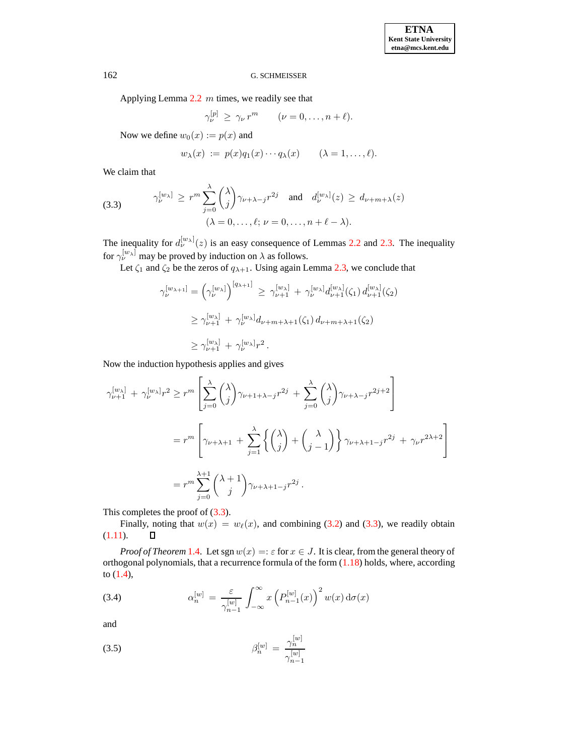Applying Lemma 2.2 $m$ times, we readily see that

$$\gamma_\nu^{[p]} \;\geq\; \gamma_\nu\, r^m \qquad (\nu = 0,\ldots,n+\ell).$$

Now we define $w_0(x) := p(x)$ and

$$w_\lambda(x) \;:=\; p(x)q_1(x)\cdots q_\lambda(x) \qquad (\lambda = 1,\ldots,\ell).$$

We claim that

$$\gamma_\nu^{[w_\lambda]} \;\geq\; r^m \sum_{j=0}^{\lambda} \binom{\lambda}{j} \gamma_{\nu+\lambda-j} r^{2j} \quad \text{and} \quad d_\nu^{[w_\lambda]}(z) \;\geq\; d_{\nu+m+\lambda}(z) \tag{3.3}$$
$$(\lambda = 0,\ldots,\ell;\ \nu = 0,\ldots,n+\ell-\lambda).$$

The inequality for $d_\nu^{[w_\lambda]}(z)$ is an easy consequence of Lemmas 2.2 and 2.3. The inequality for $\gamma_\nu^{[w_\lambda]}$ may be proved by induction on $\lambda$ as follows.

Let $\zeta_1$ and $\zeta_2$ be the zeros of $q_{\lambda+1}$. Using again Lemma 2.3, we conclude that

$$\begin{aligned}
\gamma_\nu^{[w_{\lambda+1}]} = \left(\gamma_\nu^{[w_\lambda]}\right)^{[q_{\lambda+1}]} &\;\geq\; \gamma_{\nu+1}^{[w_\lambda]} \;+\; \gamma_\nu^{[w_\lambda]} d_{\nu+1}^{[w_\lambda]}(\zeta_1)\, d_{\nu+1}^{[w_\lambda]}(\zeta_2) \\
&\geq \gamma_{\nu+1}^{[w_\lambda]} \;+\; \gamma_\nu^{[w_\lambda]} d_{\nu+m+\lambda+1}(\zeta_1)\, d_{\nu+m+\lambda+1}(\zeta_2) \\
&\geq \gamma_{\nu+1}^{[w_\lambda]} \;+\; \gamma_\nu^{[w_\lambda]} r^2\,.
\end{aligned}$$

Now the induction hypothesis applies and gives

$$\begin{aligned}
\gamma_{\nu+1}^{[w_\lambda]} \;+\; \gamma_\nu^{[w_\lambda]} r^2 &\geq r^m \left[\sum_{j=0}^{\lambda} \binom{\lambda}{j} \gamma_{\nu+1+\lambda-j} r^{2j} \;+\; \sum_{j=0}^{\lambda} \binom{\lambda}{j} \gamma_{\nu+\lambda-j} r^{2j+2}\right] \\
&= r^m \left[\gamma_{\nu+\lambda+1} \;+\; \sum_{j=1}^{\lambda} \left\{\binom{\lambda}{j} + \binom{\lambda}{j-1}\right\} \gamma_{\nu+\lambda+1-j} r^{2j} \;+\; \gamma_\nu r^{2\lambda+2}\right] \\
&= r^m \sum_{j=0}^{\lambda+1} \binom{\lambda+1}{j} \gamma_{\nu+\lambda+1-j} r^{2j}\,.
\end{aligned}$$

This completes the proof of (3.3).

Finally, noting that $w(x) = w_\ell(x)$, and combining (3.2) and (3.3), we readily obtain (1.11). ◻

*Proof of Theorem* 1.4. Let $\operatorname{sgn} w(x) =: \varepsilon$ for $x \in J$. It is clear, from the general theory of orthogonal polynomials, that a recurrence formula of the form (1.18) holds, where, according to (1.4),

$$\alpha_n^{[w]} \;=\; \frac{\varepsilon}{\gamma_{n-1}^{[w]}} \int_{-\infty}^{\infty} x \left(P_{n-1}^{[w]}(x)\right)^2 w(x)\, \mathrm{d}\sigma(x) \tag{3.4}$$

and

$$\beta_n^{[w]} \;=\; \frac{\gamma_n^{[w]}}{\gamma_{n-1}^{[w]}} \tag{3.5}$$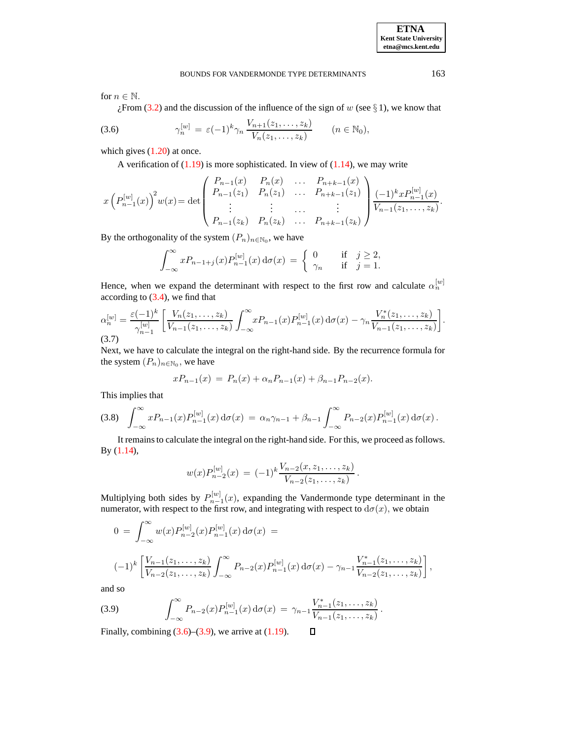for $n \in \mathbb{N}$.

¿From (3.2) and the discussion of the influence of the sign of $w$ (see § 1), we know that

$$\gamma_n^{[w]} = \varepsilon(-1)^k \gamma_n \frac{V_{n+1}(z_1, \ldots, z_k)}{V_n(z_1, \ldots, z_k)} \qquad (n \in \mathbb{N}_0), \tag{3.6}$$

which gives (1.20) at once.

A verification of (1.19) is more sophisticated. In view of (1.14), we may write

$$x\left(P_{n-1}^{[w]}(x)\right)^2 w(x) = \det \begin{pmatrix} P_{n-1}(x) & P_n(x) & \ldots & P_{n+k-1}(x) \\ P_{n-1}(z_1) & P_n(z_1) & \ldots & P_{n+k-1}(z_1) \\ \vdots & \vdots & \ldots & \vdots \\ P_{n-1}(z_k) & P_n(z_k) & \ldots & P_{n+k-1}(z_k) \end{pmatrix} \frac{(-1)^k x P_{n-1}^{[w]}(x)}{V_{n-1}(z_1, \ldots, z_k)}.$$

By the orthogonality of the system $(P_n)_{n \in \mathbb{N}_0}$, we have

$$\int_{-\infty}^{\infty} x P_{n-1+j}(x) P_{n-1}^{[w]}(x)\,\mathrm{d}\sigma(x) = \begin{cases} 0 & \text{if} \quad j \geq 2, \\ \gamma_n & \text{if} \quad j = 1. \end{cases}$$

Hence, when we expand the determinant with respect to the first row and calculate $\alpha_n^{[w]}$ according to (3.4), we find that

$$\alpha_n^{[w]} = \frac{\varepsilon(-1)^k}{\gamma_{n-1}^{[w]}} \left[ \frac{V_n(z_1, \ldots, z_k)}{V_{n-1}(z_1, \ldots, z_k)} \int_{-\infty}^{\infty} x P_{n-1}(x) P_{n-1}^{[w]}(x)\,\mathrm{d}\sigma(x) - \gamma_n \frac{V_n^*(z_1, \ldots, z_k)}{V_{n-1}(z_1, \ldots, z_k)} \right]. \tag{3.7}$$

Next, we have to calculate the integral on the right-hand side. By the recurrence formula for the system $(P_n)_{n \in \mathbb{N}_0}$, we have

$$x P_{n-1}(x) = P_n(x) + \alpha_n P_{n-1}(x) + \beta_{n-1} P_{n-2}(x).$$

This implies that

$$\int_{-\infty}^{\infty} x P_{n-1}(x) P_{n-1}^{[w]}(x)\,\mathrm{d}\sigma(x) = \alpha_n \gamma_{n-1} + \beta_{n-1} \int_{-\infty}^{\infty} P_{n-2}(x) P_{n-1}^{[w]}(x)\,\mathrm{d}\sigma(x)\,. \tag{3.8}$$

It remains to calculate the integral on the right-hand side. For this, we proceed as follows. By (1.14),

$$w(x) P_{n-2}^{[w]}(x) = (-1)^k \frac{V_{n-2}(x, z_1, \ldots, z_k)}{V_{n-2}(z_1, \ldots, z_k)}\,.$$

Multiplying both sides by $P_{n-1}^{[w]}(x)$, expanding the Vandermonde type determinant in the numerator, with respect to the first row, and integrating with respect to $\mathrm{d}\sigma(x)$, we obtain

$$0 = \int_{-\infty}^{\infty} w(x) P_{n-2}^{[w]}(x) P_{n-1}^{[w]}(x)\,\mathrm{d}\sigma(x) =$$

$$(-1)^k \left[ \frac{V_{n-1}(z_1, \ldots, z_k)}{V_{n-2}(z_1, \ldots, z_k)} \int_{-\infty}^{\infty} P_{n-2}(x) P_{n-1}^{[w]}(x)\,\mathrm{d}\sigma(x) - \gamma_{n-1} \frac{V_{n-1}^*(z_1, \ldots, z_k)}{V_{n-2}(z_1, \ldots, z_k)} \right],$$

and so

$$\int_{-\infty}^{\infty} P_{n-2}(x) P_{n-1}^{[w]}(x)\,\mathrm{d}\sigma(x) = \gamma_{n-1} \frac{V_{n-1}^*(z_1, \ldots, z_k)}{V_{n-1}(z_1, \ldots, z_k)}\,. \tag{3.9}$$

Finally, combining (3.6)–(3.9), we arrive at (1.19). $\square$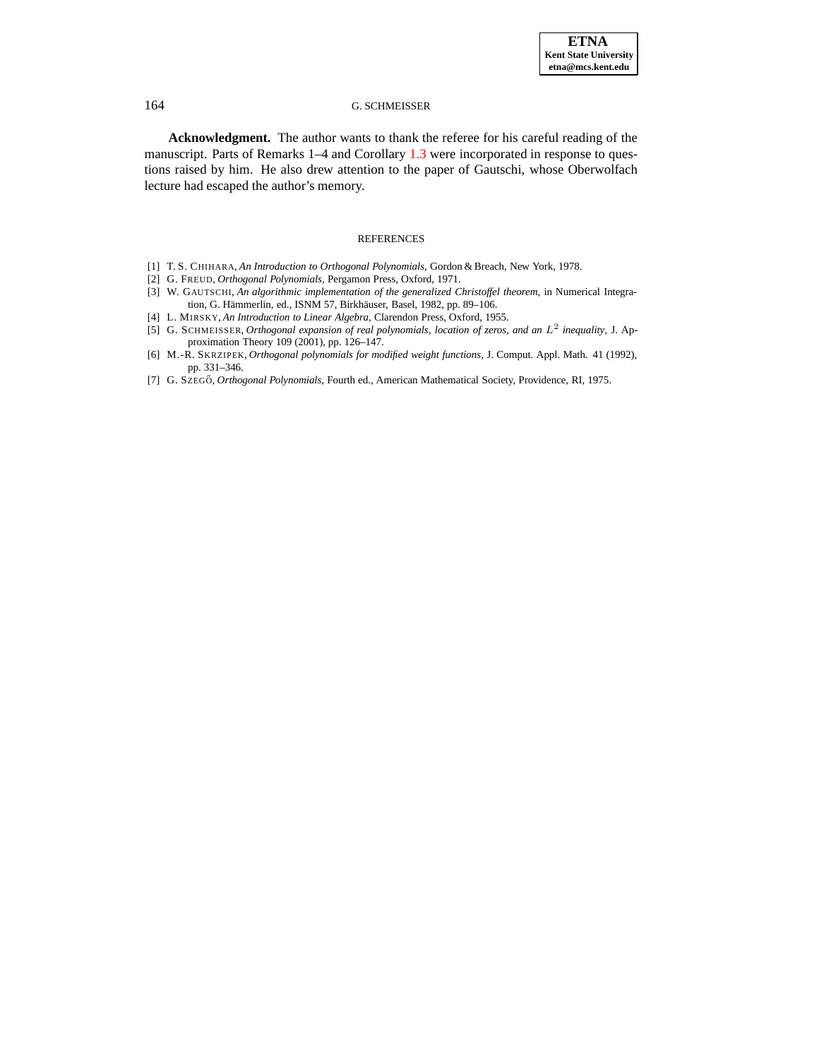**Acknowledgment.** The author wants to thank the referee for his careful reading of the manuscript. Parts of Remarks 1–4 and Corollary 1.3 were incorporated in response to questions raised by him. He also drew attention to the paper of Gautschi, whose Oberwolfach lecture had escaped the author's memory.

## REFERENCES

[1] T. S. CHIHARA, *An Introduction to Orthogonal Polynomials*, Gordon & Breach, New York, 1978.

[2] G. FREUD, *Orthogonal Polynomials*, Pergamon Press, Oxford, 1971.

[3] W. GAUTSCHI, *An algorithmic implementation of the generalized Christoffel theorem*, in Numerical Integration, G. Hämmerlin, ed., ISNM 57, Birkhäuser, Basel, 1982, pp. 89–106.

[4] L. MIRSKY, *An Introduction to Linear Algebra*, Clarendon Press, Oxford, 1955.

[5] G. SCHMEISSER, *Orthogonal expansion of real polynomials, location of zeros, and an $L^2$ inequality*, J. Approximation Theory 109 (2001), pp. 126–147.

[6] M.-R. SKRZIPEK, *Orthogonal polynomials for modified weight functions*, J. Comput. Appl. Math. 41 (1992), pp. 331–346.

[7] G. SZEGŐ, *Orthogonal Polynomials*, Fourth ed., American Mathematical Society, Providence, RI, 1975.